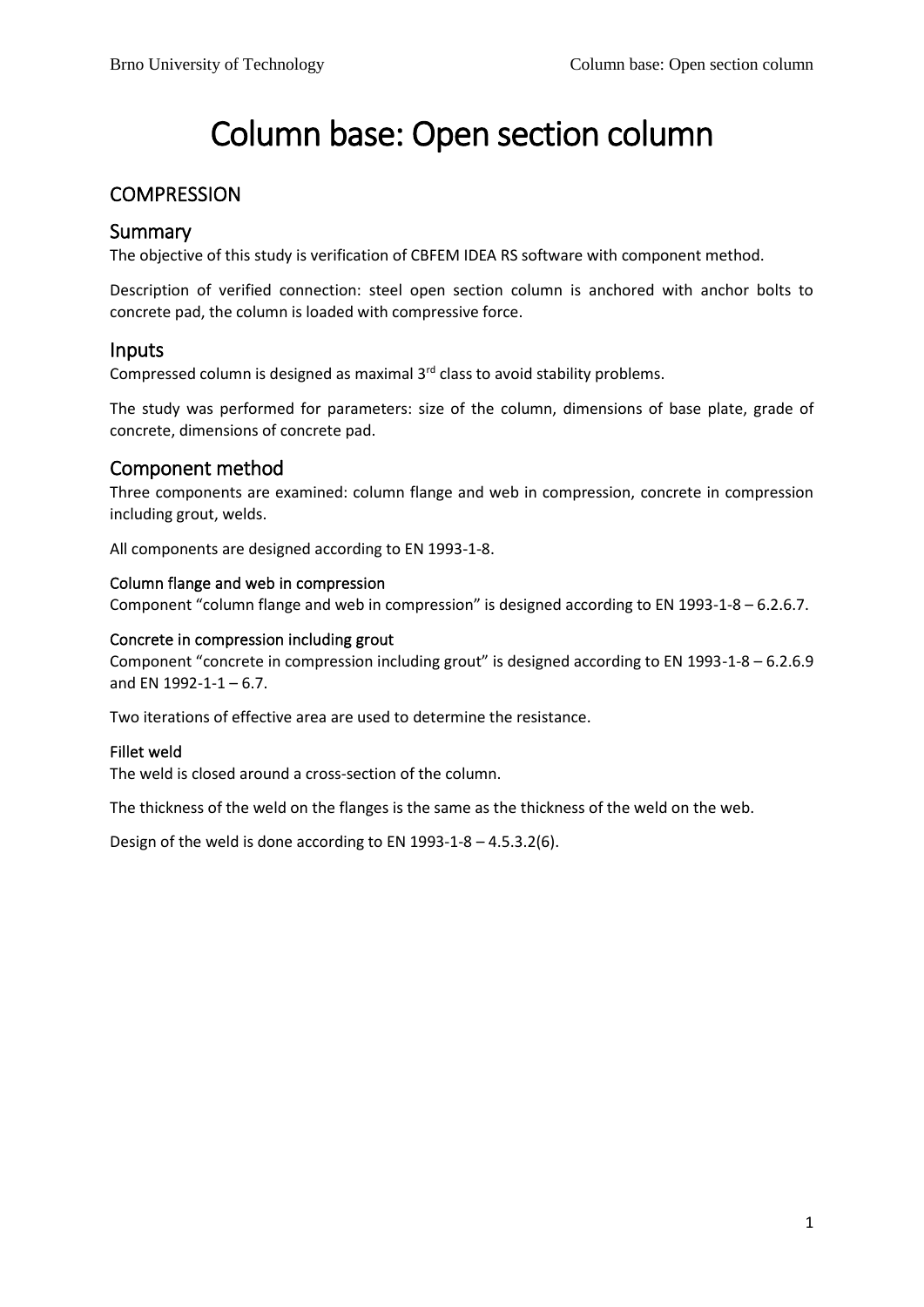# Column base: Open section column

## COMPRESSION

### Summary

The objective of this study is verification of CBFEM IDEA RS software with component method.

Description of verified connection: steel open section column is anchored with anchor bolts to concrete pad, the column is loaded with compressive force.

### Inputs

Compressed column is designed as maximal 3rd class to avoid stability problems.

The study was performed for parameters: size of the column, dimensions of base plate, grade of concrete, dimensions of concrete pad.

### Component method

Three components are examined: column flange and web in compression, concrete in compression including grout, welds.

All components are designed according to EN 1993-1-8.

#### Column flange and web in compression

Component "column flange and web in compression" is designed according to EN 1993-1-8 – 6.2.6.7.

#### Concrete in compression including grout

Component "concrete in compression including grout" is designed according to EN 1993-1-8 – 6.2.6.9 and EN 1992-1-1 – 6.7.

Two iterations of effective area are used to determine the resistance.

#### Fillet weld

The weld is closed around a cross-section of the column.

The thickness of the weld on the flanges is the same as the thickness of the weld on the web.

Design of the weld is done according to EN 1993-1-8 – 4.5.3.2(6).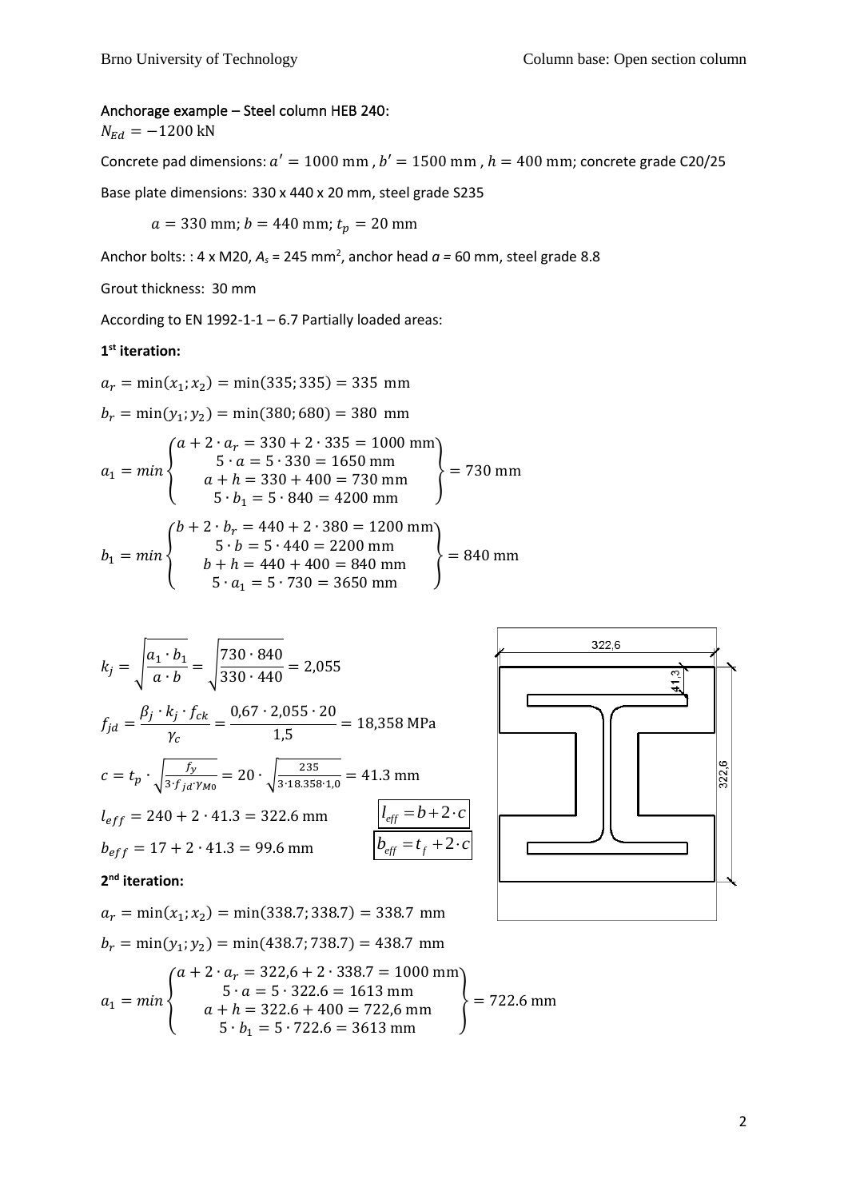Anchorage example – Steel column HEB 240:

$N_{Ed} = -1200$ kN

Concrete pad dimensions: $a' = 1000$ mm , $b' = 1500$ mm , $h = 400$ mm; concrete grade C20/25

Base plate dimensions: 330 x 440 x 20 mm, steel grade S235

$$a = 330 \text{ mm};\ b = 440 \text{ mm};\ t_p = 20 \text{ mm}$$

Anchor bolts: : 4 x M20, $A_s$ = 245 mm$^2$, anchor head $a$ = 60 mm, steel grade 8.8

Grout thickness: 30 mm

According to EN 1992-1-1 – 6.7 Partially loaded areas:

**1st iteration:**

$$a_r = \min(x_1; x_2) = \min(335; 335) = 335 \text{ mm}$$

$$b_r = \min(y_1; y_2) = \min(380; 680) = 380 \text{ mm}$$

$$a_1 = min \begin{Bmatrix} a + 2 \cdot a_r = 330 + 2 \cdot 335 = 1000 \text{ mm} \\ 5 \cdot a = 5 \cdot 330 = 1650 \text{ mm} \\ a + h = 330 + 400 = 730 \text{ mm} \\ 5 \cdot b_1 = 5 \cdot 840 = 4200 \text{ mm} \end{Bmatrix} = 730 \text{ mm}$$

$$b_1 = min \begin{Bmatrix} b + 2 \cdot b_r = 440 + 2 \cdot 380 = 1200 \text{ mm} \\ 5 \cdot b = 5 \cdot 440 = 2200 \text{ mm} \\ b + h = 440 + 400 = 840 \text{ mm} \\ 5 \cdot a_1 = 5 \cdot 730 = 3650 \text{ mm} \end{Bmatrix} = 840 \text{ mm}$$

$$k_j = \sqrt{\frac{a_1 \cdot b_1}{a \cdot b}} = \sqrt{\frac{730 \cdot 840}{330 \cdot 440}} = 2{,}055$$

$$f_{jd} = \frac{\beta_j \cdot k_j \cdot f_{ck}}{\gamma_c} = \frac{0{,}67 \cdot 2{,}055 \cdot 20}{1{,}5} = 18{,}358 \text{ MPa}$$

$$c = t_p \cdot \sqrt{\frac{f_y}{3 \cdot f_{jd} \cdot \gamma_{M0}}} = 20 \cdot \sqrt{\frac{235}{3 \cdot 18.358 \cdot 1{,}0}} = 41.3 \text{ mm}$$

$$l_{eff} = 240 + 2 \cdot 41.3 = 322.6 \text{ mm} \qquad \boxed{l_{eff} = b + 2 \cdot c}$$

$$b_{eff} = 17 + 2 \cdot 41.3 = 99.6 \text{ mm} \qquad \boxed{b_{eff} = t_f + 2 \cdot c}$$

322,6

41,3

322,6

**2nd iteration:**

$$a_r = \min(x_1; x_2) = \min(338.7; 338.7) = 338.7 \text{ mm}$$

$$b_r = \min(y_1; y_2) = \min(438.7; 738.7) = 438.7 \text{ mm}$$

$$a_1 = min \begin{Bmatrix} a + 2 \cdot a_r = 322{,}6 + 2 \cdot 338.7 = 1000 \text{ mm} \\ 5 \cdot a = 5 \cdot 322.6 = 1613 \text{ mm} \\ a + h = 322.6 + 400 = 722{,}6 \text{ mm} \\ 5 \cdot b_1 = 5 \cdot 722.6 = 3613 \text{ mm} \end{Bmatrix} = 722.6 \text{ mm}$$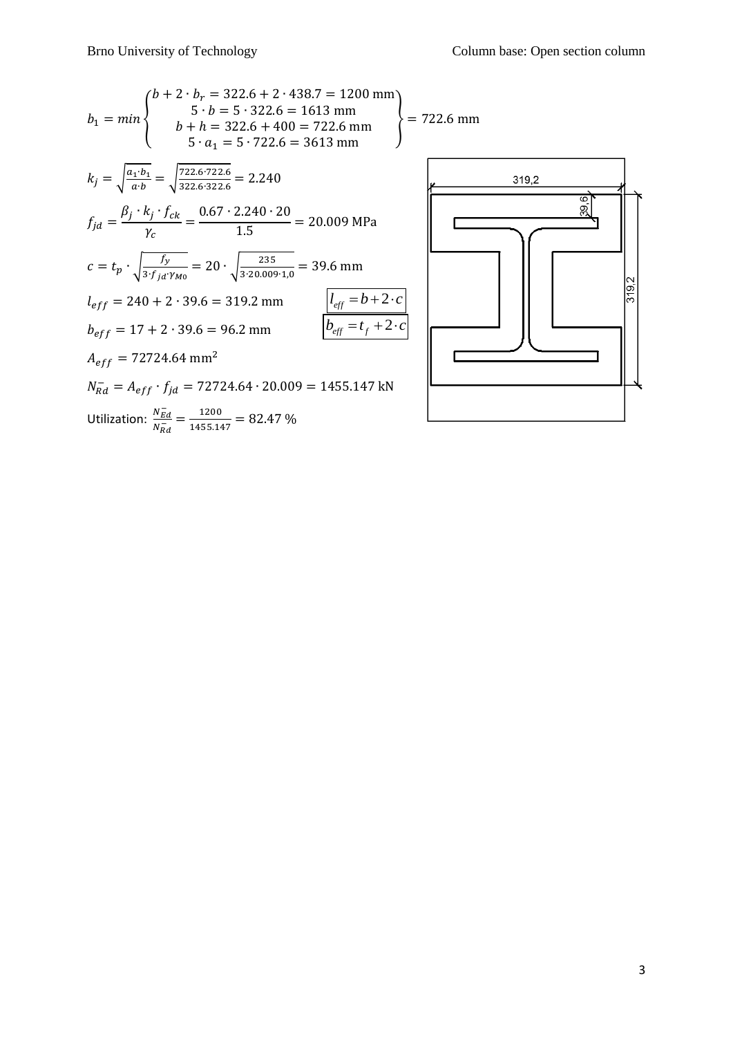$$b_1 = min\begin{Bmatrix} b + 2 \cdot b_r = 322.6 + 2 \cdot 438.7 = 1200 \text{ mm} \\ 5 \cdot b = 5 \cdot 322.6 = 1613 \text{ mm} \\ b + h = 322.6 + 400 = 722.6 \text{ mm} \\ 5 \cdot a_1 = 5 \cdot 722.6 = 3613 \text{ mm} \end{Bmatrix} = 722.6 \text{ mm}$$

$$k_j = \sqrt{\frac{a_1 \cdot b_1}{a \cdot b}} = \sqrt{\frac{722.6 \cdot 722.6}{322.6 \cdot 322.6}} = 2.240$$

$$f_{jd} = \frac{\beta_j \cdot k_j \cdot f_{ck}}{\gamma_c} = \frac{0.67 \cdot 2.240 \cdot 20}{1.5} = 20.009 \text{ MPa}$$

$$c = t_p \cdot \sqrt{\frac{f_y}{3 \cdot f_{jd} \cdot \gamma_{M0}}} = 20 \cdot \sqrt{\frac{235}{3 \cdot 20.009 \cdot 1{,}0}} = 39.6 \text{ mm}$$

$$l_{eff} = 240 + 2 \cdot 39.6 = 319.2 \text{ mm} \qquad l_{eff} = b + 2 \cdot c$$

$$b_{eff} = 17 + 2 \cdot 39.6 = 96.2 \text{ mm} \qquad b_{eff} = t_f + 2 \cdot c$$

$$A_{eff} = 72724.64 \text{ mm}^2$$

$$N_{Rd}^{-} = A_{eff} \cdot f_{jd} = 72724.64 \cdot 20.009 = 1455.147 \text{ kN}$$

Utilization: $\frac{N_{Ed}^{-}}{N_{Rd}^{-}} = \frac{1200}{1455.147} = 82.47\ \%$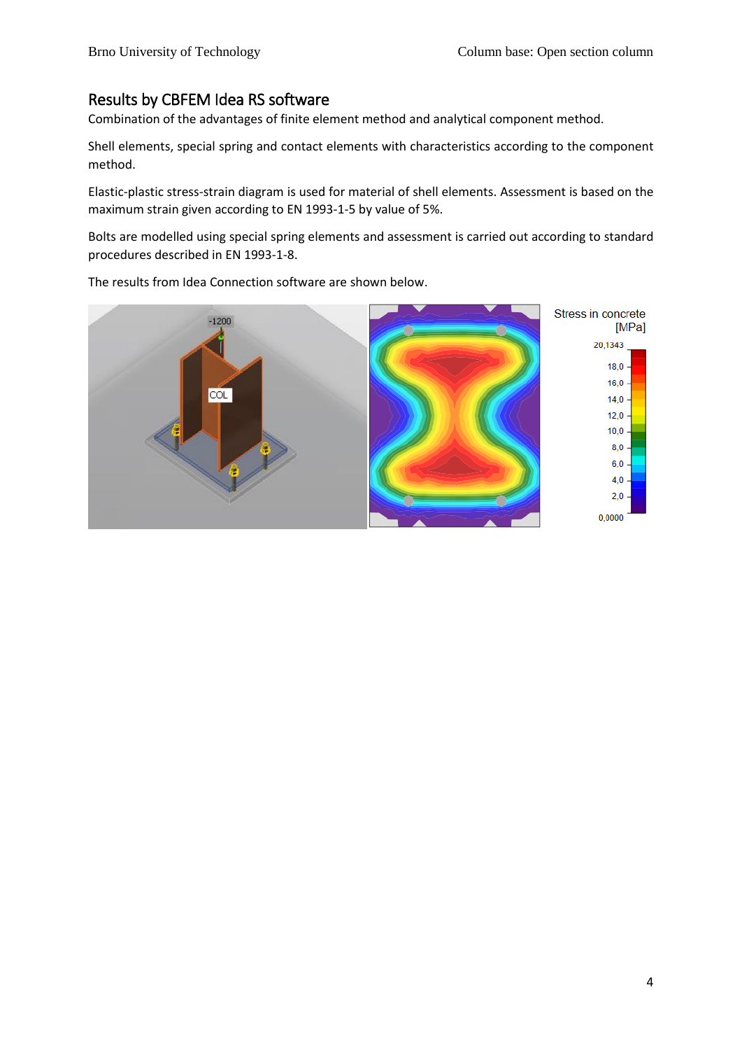## Results by CBFEM Idea RS software

Combination of the advantages of finite element method and analytical component method.

Shell elements, special spring and contact elements with characteristics according to the component method.

Elastic-plastic stress-strain diagram is used for material of shell elements. Assessment is based on the maximum strain given according to EN 1993-1-5 by value of 5%.

Bolts are modelled using special spring elements and assessment is carried out according to standard procedures described in EN 1993-1-8.

The results from Idea Connection software are shown below.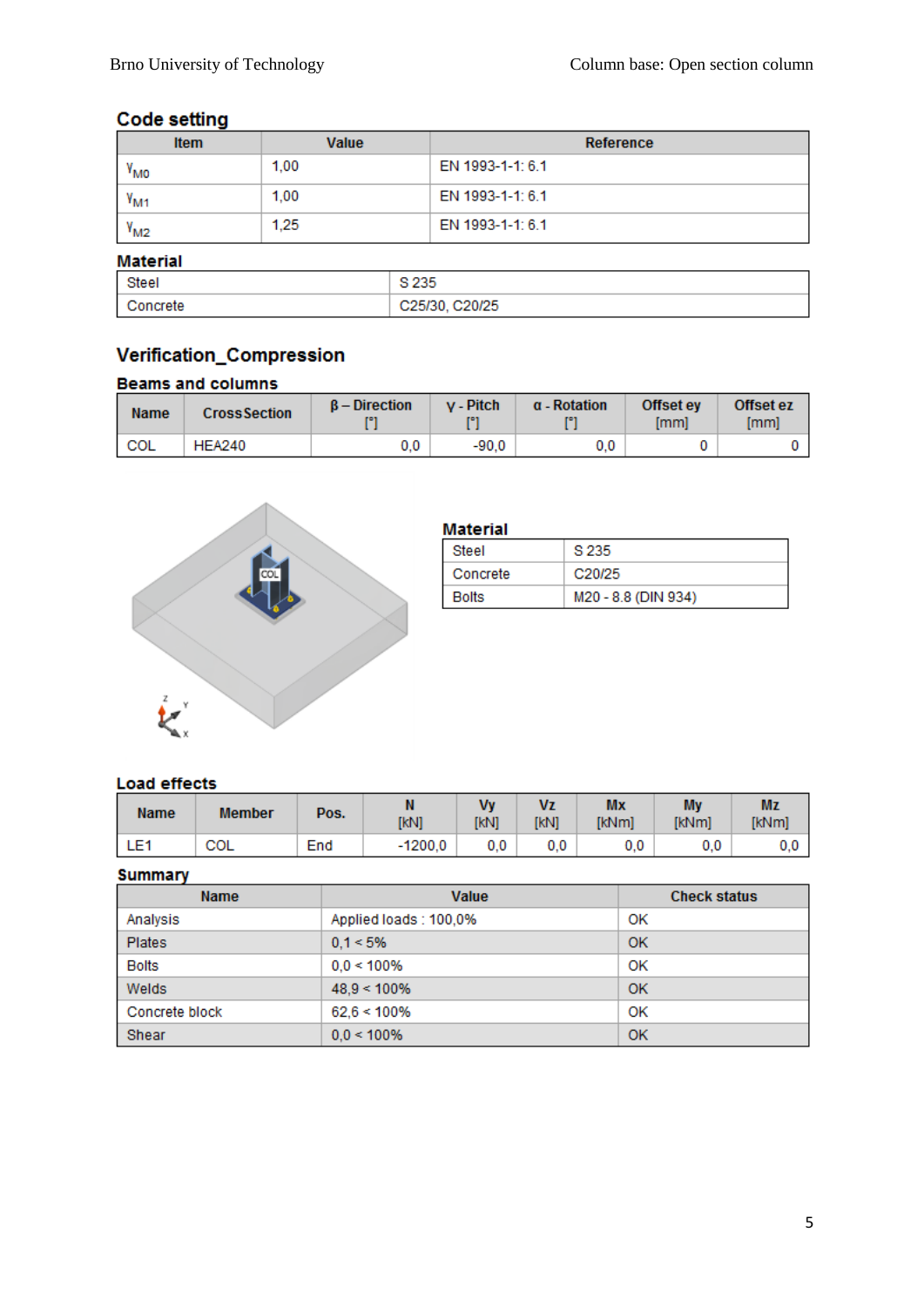## Code setting

| Item | Value | Reference |
|---|---|---|
| $\gamma_{M0}$ | 1,00 | EN 1993-1-1: 6.1 |
| $\gamma_{M1}$ | 1,00 | EN 1993-1-1: 6.1 |
| $\gamma_{M2}$ | 1,25 | EN 1993-1-1: 6.1 |

### Material

| | |
|---|---|
| Steel | S 235 |
| Concrete | C25/30, C20/25 |

## Verification_Compression

### Beams and columns

| Name | Cross Section | β – Direction [°] | γ - Pitch [°] | α - Rotation [°] | Offset ey [mm] | Offset ez [mm] |
|---|---|---|---|---|---|---|
| COL | HEA240 | 0,0 | -90,0 | 0,0 | 0 | 0 |

### Material

| | |
|---|---|
| Steel | S 235 |
| Concrete | C20/25 |
| Bolts | M20 - 8.8 (DIN 934) |

### Load effects

| Name | Member | Pos. | N [kN] | Vy [kN] | Vz [kN] | Mx [kNm] | My [kNm] | Mz [kNm] |
|---|---|---|---|---|---|---|---|---|
| LE1 | COL | End | -1200,0 | 0,0 | 0,0 | 0,0 | 0,0 | 0,0 |

### Summary

| Name | Value | Check status |
|---|---|---|
| Analysis | Applied loads : 100,0% | OK |
| Plates | 0,1 < 5% | OK |
| Bolts | 0,0 < 100% | OK |
| Welds | 48,9 < 100% | OK |
| Concrete block | 62,6 < 100% | OK |
| Shear | 0,0 < 100% | OK |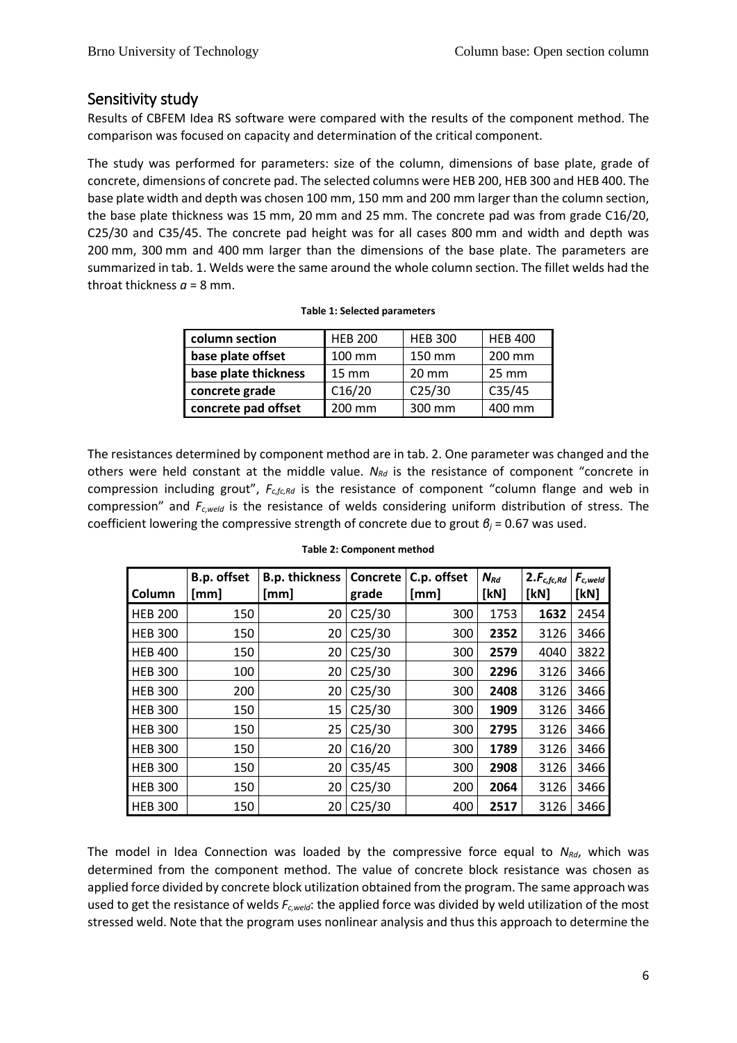## Sensitivity study

Results of CBFEM Idea RS software were compared with the results of the component method. The comparison was focused on capacity and determination of the critical component.

The study was performed for parameters: size of the column, dimensions of base plate, grade of concrete, dimensions of concrete pad. The selected columns were HEB 200, HEB 300 and HEB 400. The base plate width and depth was chosen 100 mm, 150 mm and 200 mm larger than the column section, the base plate thickness was 15 mm, 20 mm and 25 mm. The concrete pad was from grade C16/20, C25/30 and C35/45. The concrete pad height was for all cases 800 mm and width and depth was 200 mm, 300 mm and 400 mm larger than the dimensions of the base plate. The parameters are summarized in tab. 1. Welds were the same around the whole column section. The fillet welds had the throat thickness $a$ = 8 mm.

**Table 1: Selected parameters**

| column section | HEB 200 | HEB 300 | HEB 400 |
|---|---|---|---|
| **base plate offset** | 100 mm | 150 mm | 200 mm |
| **base plate thickness** | 15 mm | 20 mm | 25 mm |
| **concrete grade** | C16/20 | C25/30 | C35/45 |
| **concrete pad offset** | 200 mm | 300 mm | 400 mm |

The resistances determined by component method are in tab. 2. One parameter was changed and the others were held constant at the middle value. $N_{Rd}$ is the resistance of component "concrete in compression including grout", $F_{c,fc,Rd}$ is the resistance of component "column flange and web in compression" and $F_{c,weld}$ is the resistance of welds considering uniform distribution of stress. The coefficient lowering the compressive strength of concrete due to grout $\beta_j$ = 0.67 was used.

**Table 2: Component method**

| Column | B.p. offset [mm] | B.p. thickness [mm] | Concrete grade | C.p. offset [mm] | $N_{Rd}$ [kN] | $2.F_{c,fc,Rd}$ [kN] | $F_{c,weld}$ [kN] |
|---|---|---|---|---|---|---|---|
| HEB 200 | 150 | 20 | C25/30 | 300 | 1753 | **1632** | 2454 |
| HEB 300 | 150 | 20 | C25/30 | 300 | **2352** | 3126 | 3466 |
| HEB 400 | 150 | 20 | C25/30 | 300 | **2579** | 4040 | 3822 |
| HEB 300 | 100 | 20 | C25/30 | 300 | **2296** | 3126 | 3466 |
| HEB 300 | 200 | 20 | C25/30 | 300 | **2408** | 3126 | 3466 |
| HEB 300 | 150 | 15 | C25/30 | 300 | **1909** | 3126 | 3466 |
| HEB 300 | 150 | 25 | C25/30 | 300 | **2795** | 3126 | 3466 |
| HEB 300 | 150 | 20 | C16/20 | 300 | **1789** | 3126 | 3466 |
| HEB 300 | 150 | 20 | C35/45 | 300 | **2908** | 3126 | 3466 |
| HEB 300 | 150 | 20 | C25/30 | 200 | **2064** | 3126 | 3466 |
| HEB 300 | 150 | 20 | C25/30 | 400 | **2517** | 3126 | 3466 |

The model in Idea Connection was loaded by the compressive force equal to $N_{Rd}$, which was determined from the component method. The value of concrete block resistance was chosen as applied force divided by concrete block utilization obtained from the program. The same approach was used to get the resistance of welds $F_{c,weld}$: the applied force was divided by weld utilization of the most stressed weld. Note that the program uses nonlinear analysis and thus this approach to determine the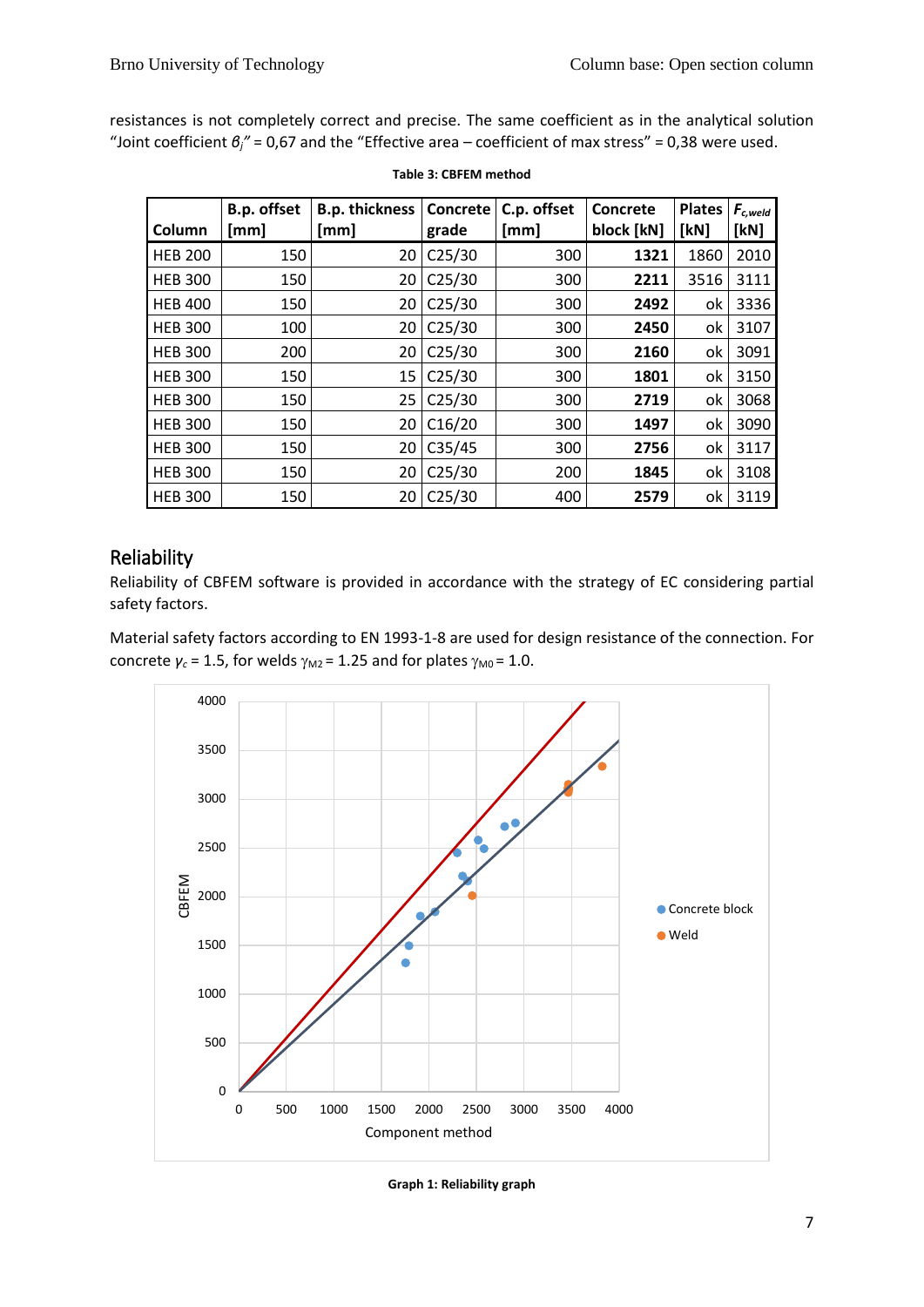resistances is not completely correct and precise. The same coefficient as in the analytical solution "Joint coefficient $\beta_j$" = 0,67 and the "Effective area – coefficient of max stress" = 0,38 were used.

**Table 3: CBFEM method**

| Column | B.p. offset [mm] | B.p. thickness [mm] | Concrete grade | C.p. offset [mm] | Concrete block [kN] | Plates [kN] | $F_{c,weld}$ [kN] |
|---|---|---|---|---|---|---|---|
| HEB 200 | 150 | 20 | C25/30 | 300 | **1321** | 1860 | 2010 |
| HEB 300 | 150 | 20 | C25/30 | 300 | **2211** | 3516 | 3111 |
| HEB 400 | 150 | 20 | C25/30 | 300 | **2492** | ok | 3336 |
| HEB 300 | 100 | 20 | C25/30 | 300 | **2450** | ok | 3107 |
| HEB 300 | 200 | 20 | C25/30 | 300 | **2160** | ok | 3091 |
| HEB 300 | 150 | 15 | C25/30 | 300 | **1801** | ok | 3150 |
| HEB 300 | 150 | 25 | C25/30 | 300 | **2719** | ok | 3068 |
| HEB 300 | 150 | 20 | C16/20 | 300 | **1497** | ok | 3090 |
| HEB 300 | 150 | 20 | C35/45 | 300 | **2756** | ok | 3117 |
| HEB 300 | 150 | 20 | C25/30 | 200 | **1845** | ok | 3108 |
| HEB 300 | 150 | 20 | C25/30 | 400 | **2579** | ok | 3119 |

## Reliability

Reliability of CBFEM software is provided in accordance with the strategy of EC considering partial safety factors.

Material safety factors according to EN 1993-1-8 are used for design resistance of the connection. For concrete $\gamma_c$ = 1.5, for welds $\gamma_{M2}$ = 1.25 and for plates $\gamma_{M0}$ = 1.0.

**Graph 1: Reliability graph**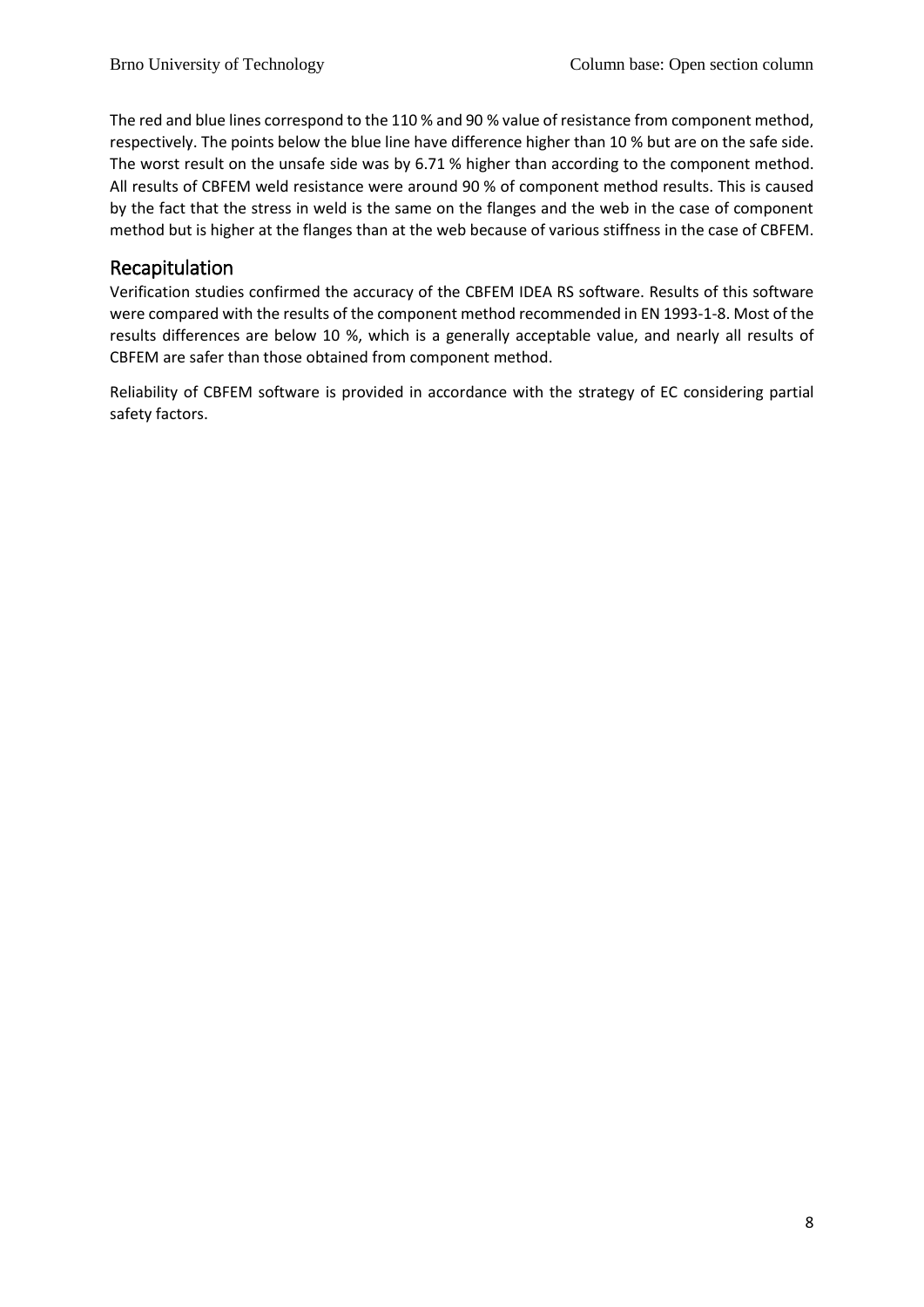The red and blue lines correspond to the 110 % and 90 % value of resistance from component method, respectively. The points below the blue line have difference higher than 10 % but are on the safe side. The worst result on the unsafe side was by 6.71 % higher than according to the component method. All results of CBFEM weld resistance were around 90 % of component method results. This is caused by the fact that the stress in weld is the same on the flanges and the web in the case of component method but is higher at the flanges than at the web because of various stiffness in the case of CBFEM.

## Recapitulation

Verification studies confirmed the accuracy of the CBFEM IDEA RS software. Results of this software were compared with the results of the component method recommended in EN 1993-1-8. Most of the results differences are below 10 %, which is a generally acceptable value, and nearly all results of CBFEM are safer than those obtained from component method.

Reliability of CBFEM software is provided in accordance with the strategy of EC considering partial safety factors.